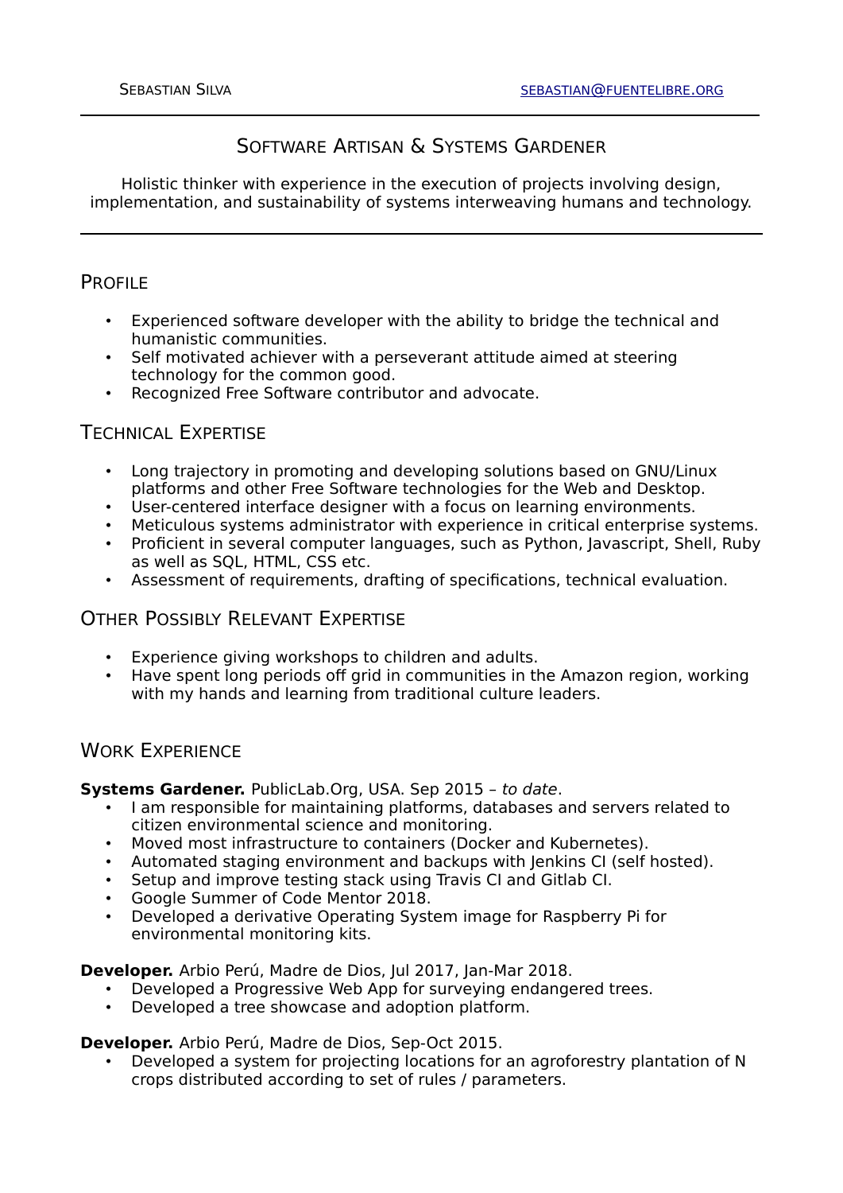Sebastian Silva [sebastian@fuentelibre.org](mailto:sebastian@fuentelibre.org)

# Software Artisan & Systems Gardener

Holistic thinker with experience in the execution of projects involving design, implementation, and sustainability of systems interweaving humans and technology.

## Profile

- Experienced software developer with the ability to bridge the technical and humanistic communities.
- Self motivated achiever with a perseverant attitude aimed at steering technology for the common good.
- Recognized Free Software contributor and advocate.

## Technical Expertise

- Long trajectory in promoting and developing solutions based on GNU/Linux platforms and other Free Software technologies for the Web and Desktop.
- User-centered interface designer with a focus on learning environments.
- Meticulous systems administrator with experience in critical enterprise systems.
- Proficient in several computer languages, such as Python, Javascript, Shell, Ruby as well as SQL, HTML, CSS etc.
- Assessment of requirements, drafting of specifications, technical evaluation.

## Other Possibly Relevant Expertise

- Experience giving workshops to children and adults.
- Have spent long periods off grid in communities in the Amazon region, working with my hands and learning from traditional culture leaders.

## Work Experience

**Systems Gardener.** PublicLab.Org, USA. Sep 2015 – *to date*.

- I am responsible for maintaining platforms, databases and servers related to citizen environmental science and monitoring.
- Moved most infrastructure to containers (Docker and Kubernetes).
- Automated staging environment and backups with Jenkins CI (self hosted).
- Setup and improve testing stack using Travis CI and Gitlab CI.
- Google Summer of Code Mentor 2018.
- Developed a derivative Operating System image for Raspberry Pi for environmental monitoring kits.

**Developer.** Arbio Perú, Madre de Dios, Jul 2017, Jan-Mar 2018.

- Developed a Progressive Web App for surveying endangered trees.
- Developed a tree showcase and adoption platform.

**Developer.** Arbio Perú, Madre de Dios, Sep-Oct 2015.

- Developed a system for projecting locations for an agroforestry plantation of N crops distributed according to set of rules / parameters.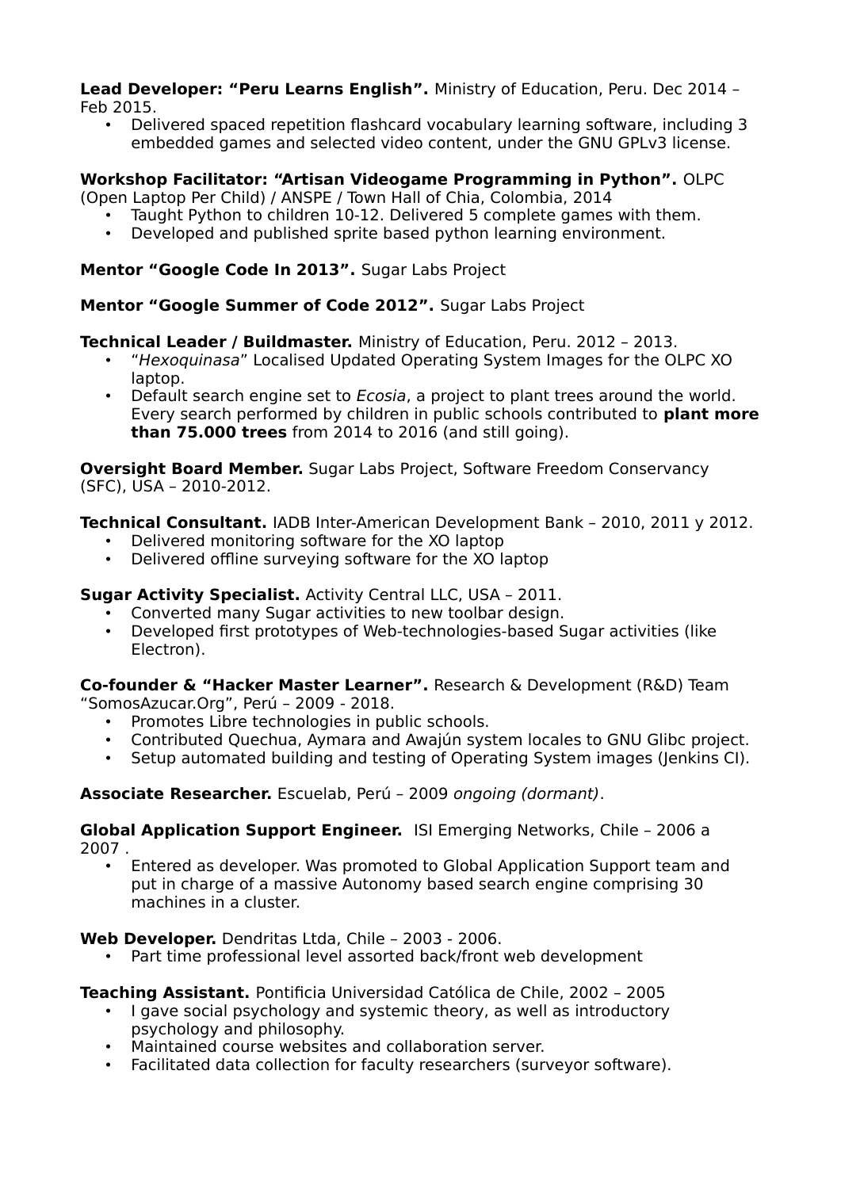**Lead Developer: "Peru Learns English".** Ministry of Education, Peru. Dec 2014 – Feb 2015.

- Delivered spaced repetition flashcard vocabulary learning software, including 3 embedded games and selected video content, under the GNU GPLv3 license.

**Workshop Facilitator: "Artisan Videogame Programming in Python".** OLPC (Open Laptop Per Child) / ANSPE / Town Hall of Chia, Colombia, 2014

- Taught Python to children 10-12. Delivered 5 complete games with them.
- Developed and published sprite based python learning environment.

**Mentor "Google Code In 2013".** Sugar Labs Project

**Mentor "Google Summer of Code 2012".** Sugar Labs Project

**Technical Leader / Buildmaster.** Ministry of Education, Peru. 2012 – 2013.

- "*Hexoquinasa*" Localised Updated Operating System Images for the OLPC XO laptop.
- Default search engine set to *Ecosia*, a project to plant trees around the world. Every search performed by children in public schools contributed to **plant more than 75.000 trees** from 2014 to 2016 (and still going).

**Oversight Board Member.** Sugar Labs Project, Software Freedom Conservancy (SFC), USA – 2010-2012.

**Technical Consultant.** IADB Inter-American Development Bank – 2010, 2011 y 2012.

- Delivered monitoring software for the XO laptop
- Delivered offline surveying software for the XO laptop

**Sugar Activity Specialist.** Activity Central LLC, USA – 2011.

- Converted many Sugar activities to new toolbar design.
- Developed first prototypes of Web-technologies-based Sugar activities (like Electron).

**Co-founder & "Hacker Master Learner".** Research & Development (R&D) Team "SomosAzucar.Org", Perú – 2009 - 2018.

- Promotes Libre technologies in public schools.
- Contributed Quechua, Aymara and Awajún system locales to GNU Glibc project.
- Setup automated building and testing of Operating System images (Jenkins CI).

**Associate Researcher.** Escuelab, Perú – 2009 *ongoing (dormant)*.

**Global Application Support Engineer.** ISI Emerging Networks, Chile – 2006 a 2007 .

- Entered as developer. Was promoted to Global Application Support team and put in charge of a massive Autonomy based search engine comprising 30 machines in a cluster.

**Web Developer.** Dendritas Ltda, Chile – 2003 - 2006.

- Part time professional level assorted back/front web development

**Teaching Assistant.** Pontificia Universidad Católica de Chile, 2002 – 2005

- I gave social psychology and systemic theory, as well as introductory psychology and philosophy.
- Maintained course websites and collaboration server.
- Facilitated data collection for faculty researchers (surveyor software).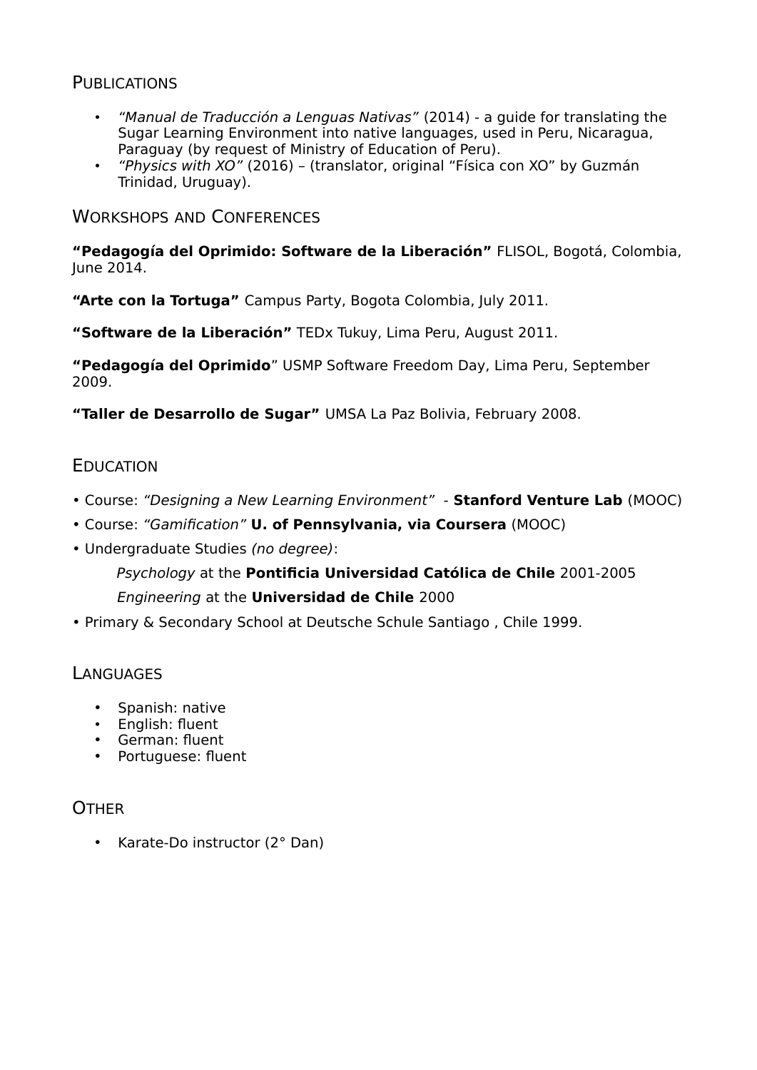## Publications

- *"Manual de Traducción a Lenguas Nativas"* (2014) - a guide for translating the Sugar Learning Environment into native languages, used in Peru, Nicaragua, Paraguay (by request of Ministry of Education of Peru).
- *"Physics with XO"* (2016) – (translator, original "Física con XO" by Guzmán Trinidad, Uruguay).

## Workshops and Conferences

**"Pedagogía del Oprimido: Software de la Liberación"** FLISOL, Bogotá, Colombia, June 2014.

**"Arte con la Tortuga"** Campus Party, Bogota Colombia, July 2011.

**"Software de la Liberación"** TEDx Tukuy, Lima Peru, August 2011.

**"Pedagogía del Oprimido**" USMP Software Freedom Day, Lima Peru, September 2009.

**"Taller de Desarrollo de Sugar"** UMSA La Paz Bolivia, February 2008.

## Education

- Course: *"Designing a New Learning Environment"* - **Stanford Venture Lab** (MOOC)
- Course: *"Gamification"* **U. of Pennsylvania, via Coursera** (MOOC)
- Undergraduate Studies *(no degree)*:
  - *Psychology* at the **Pontificia Universidad Católica de Chile** 2001-2005
  - *Engineering* at the **Universidad de Chile** 2000
- Primary & Secondary School at Deutsche Schule Santiago , Chile 1999.

## Languages

- Spanish: native
- English: fluent
- German: fluent
- Portuguese: fluent

## Other

- Karate-Do instructor (2° Dan)